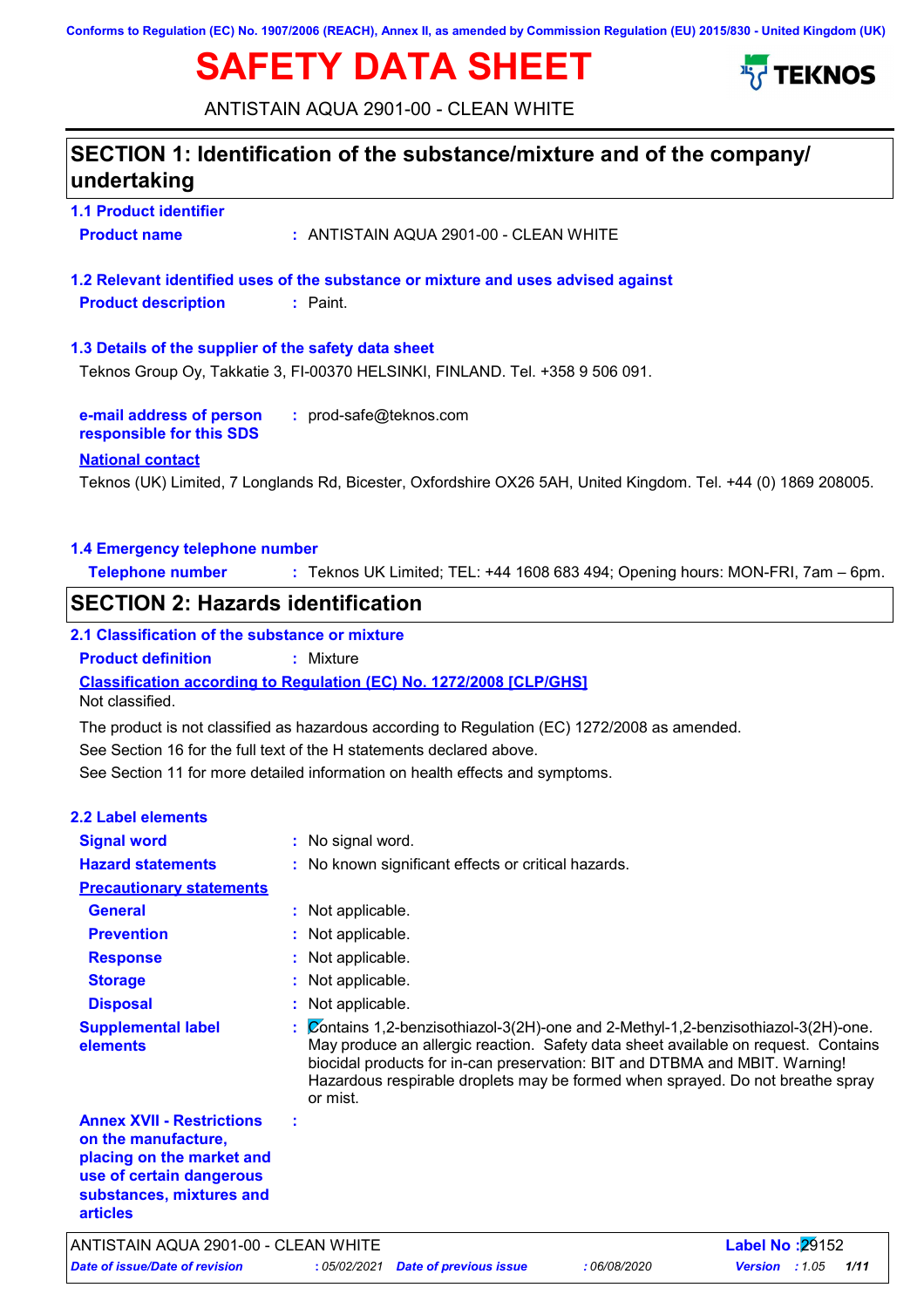Conforms to Regulation (EC) No. 1907/2006 (REACH), Annex II, as amended by Commission Regulation (EU) 2015/830 - United Kingdom (UK)

# SAFETY DATA SHEET

ANTISTAIN AQUA 2901-00 - CLEAN WHITE

## SECTION 1: Identification of the substance/mixture and of the company/ undertaking

### 1.1 Product identifier

**Product name** : ANTISTAIN AQUA 2901-00 - CLEAN WHITE

### 1.2 Relevant identified uses of the substance or mixture and uses advised against

**Product description** : Paint.

### 1.3 Details of the supplier of the safety data sheet

Teknos Group Oy, Takkatie 3, FI-00370 HELSINKI, FINLAND. Tel. +358 9 506 091.

**e-mail address of person responsible for this SDS** : prod-safe@teknos.com

**National contact**

Teknos (UK) Limited, 7 Longlands Rd, Bicester, Oxfordshire OX26 5AH, United Kingdom. Tel. +44 (0) 1869 208005.

### 1.4 Emergency telephone number

**Telephone number** : Teknos UK Limited; TEL: +44 1608 683 494; Opening hours: MON-FRI, 7am – 6pm.

## SECTION 2: Hazards identification

### 2.1 Classification of the substance or mixture

**Product definition** : Mixture

**Classification according to Regulation (EC) No. 1272/2008 [CLP/GHS]**

Not classified.

The product is not classified as hazardous according to Regulation (EC) 1272/2008 as amended.

See Section 16 for the full text of the H statements declared above.

See Section 11 for more detailed information on health effects and symptoms.

### 2.2 Label elements

**Signal word** : No signal word.

**Hazard statements** : No known significant effects or critical hazards.

**Precautionary statements**

- **General** : Not applicable.
- **Prevention** : Not applicable.
- **Response** : Not applicable.
- **Storage** : Not applicable.
- **Disposal** : Not applicable.

**Supplemental label elements** : Contains 1,2-benzisothiazol-3(2H)-one and 2-Methyl-1,2-benzisothiazol-3(2H)-one. May produce an allergic reaction. Safety data sheet available on request. Contains biocidal products for in-can preservation: BIT and DTBMA and MBIT. Warning! Hazardous respirable droplets may be formed when sprayed. Do not breathe spray or mist.

**Annex XVII - Restrictions on the manufacture, placing on the market and use of certain dangerous substances, mixtures and articles** :

ANTISTAIN AQUA 2901-00 - CLEAN WHITE | Label No : 29152

*Date of issue/Date of revision* : 05/02/2021 | *Date of previous issue* : 06/08/2020 | *Version* : 1.05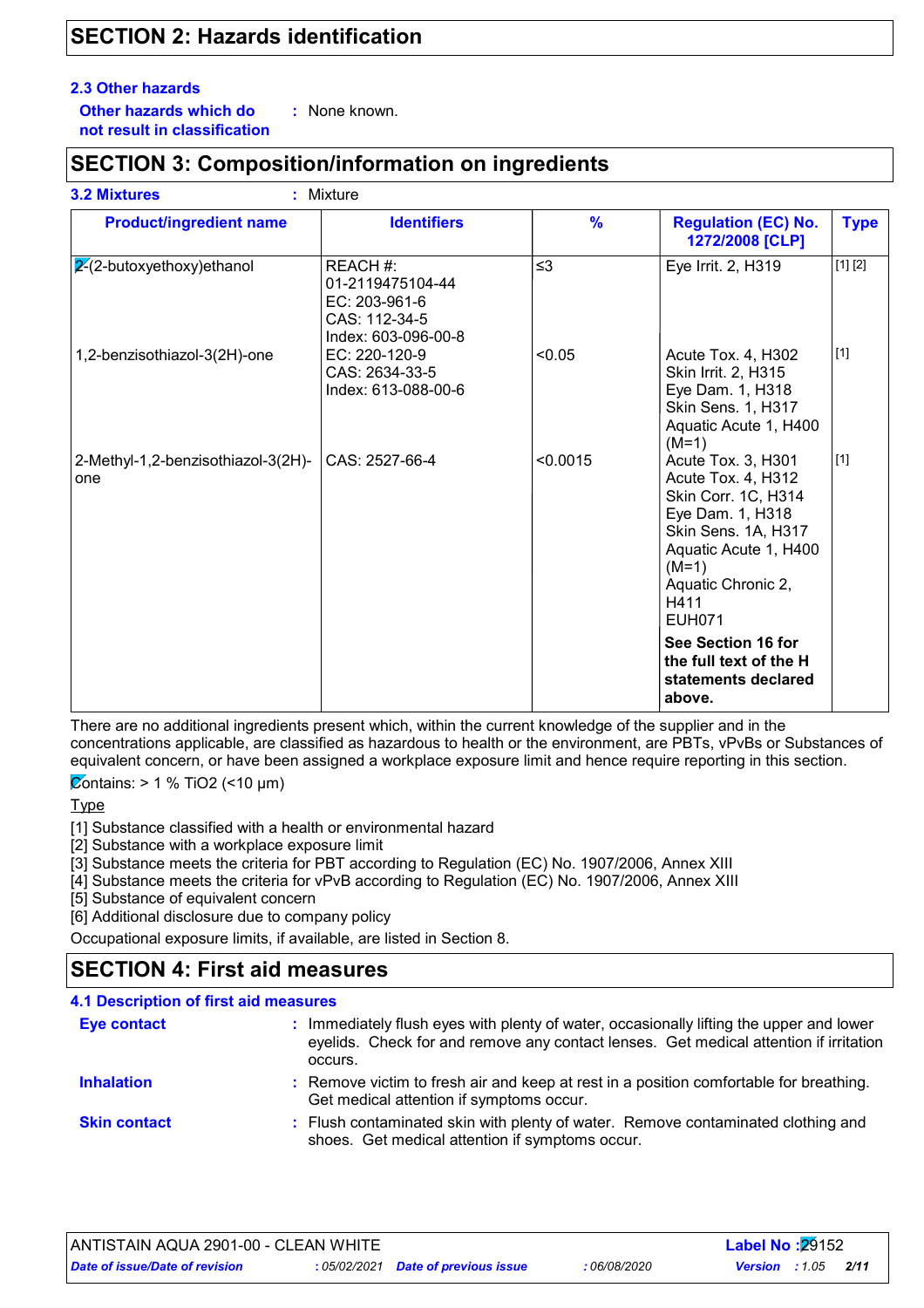## SECTION 2: Hazards identification

### 2.3 Other hazards

**Other hazards which do not result in classification** : None known.

## SECTION 3: Composition/information on ingredients

### 3.2 Mixtures : Mixture

| Product/ingredient name | Identifiers | % | Regulation (EC) No. 1272/2008 [CLP] | Type |
|---|---|---|---|---|
| 2-(2-butoxyethoxy)ethanol | REACH #: 01-2119475104-44<br>EC: 203-961-6<br>CAS: 112-34-5<br>Index: 603-096-00-8 | ≤3 | Eye Irrit. 2, H319 | [1] [2] |
| 1,2-benzisothiazol-3(2H)-one | EC: 220-120-9<br>CAS: 2634-33-5<br>Index: 613-088-00-6 | <0.05 | Acute Tox. 4, H302<br>Skin Irrit. 2, H315<br>Eye Dam. 1, H318<br>Skin Sens. 1, H317<br>Aquatic Acute 1, H400 (M=1) | [1] |
| 2-Methyl-1,2-benzisothiazol-3(2H)-one | CAS: 2527-66-4 | <0.0015 | Acute Tox. 3, H301<br>Acute Tox. 4, H312<br>Skin Corr. 1C, H314<br>Eye Dam. 1, H318<br>Skin Sens. 1A, H317<br>Aquatic Acute 1, H400 (M=1)<br>Aquatic Chronic 2, H411<br>EUH071 | [1] |
| | | | **See Section 16 for the full text of the H statements declared above.** | |

There are no additional ingredients present which, within the current knowledge of the supplier and in the concentrations applicable, are classified as hazardous to health or the environment, are PBTs, vPvBs or Substances of equivalent concern, or have been assigned a workplace exposure limit and hence require reporting in this section.

Contains: > 1 % $TiO_2$ (<10 µm)

Type

[1] Substance classified with a health or environmental hazard
[2] Substance with a workplace exposure limit
[3] Substance meets the criteria for PBT according to Regulation (EC) No. 1907/2006, Annex XIII
[4] Substance meets the criteria for vPvB according to Regulation (EC) No. 1907/2006, Annex XIII
[5] Substance of equivalent concern
[6] Additional disclosure due to company policy

Occupational exposure limits, if available, are listed in Section 8.

## SECTION 4: First aid measures

### 4.1 Description of first aid measures

**Eye contact** : Immediately flush eyes with plenty of water, occasionally lifting the upper and lower eyelids. Check for and remove any contact lenses. Get medical attention if irritation occurs.

**Inhalation** : Remove victim to fresh air and keep at rest in a position comfortable for breathing. Get medical attention if symptoms occur.

**Skin contact** : Flush contaminated skin with plenty of water. Remove contaminated clothing and shoes. Get medical attention if symptoms occur.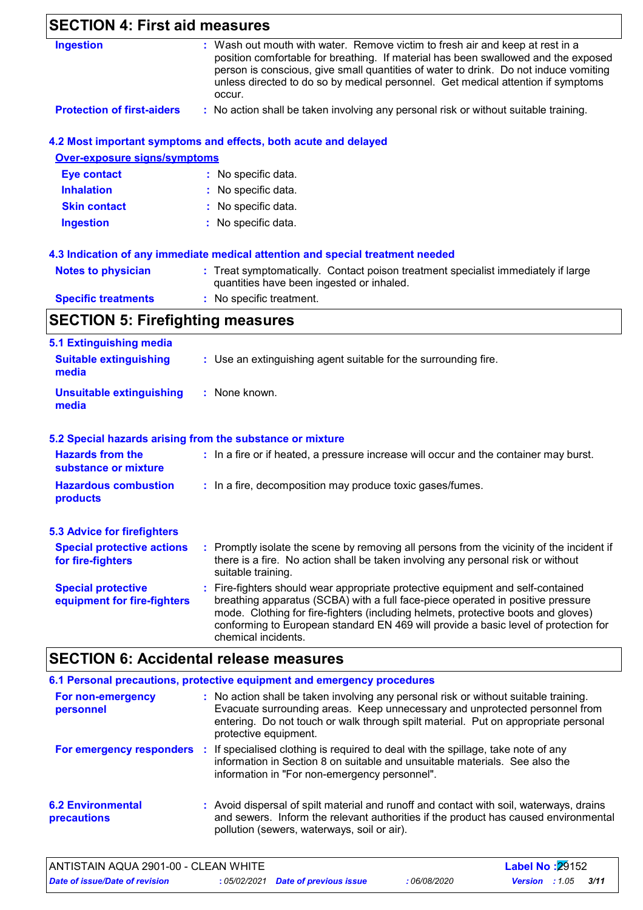## SECTION 4: First aid measures

**Ingestion** : Wash out mouth with water. Remove victim to fresh air and keep at rest in a position comfortable for breathing. If material has been swallowed and the exposed person is conscious, give small quantities of water to drink. Do not induce vomiting unless directed to do so by medical personnel. Get medical attention if symptoms occur.

**Protection of first-aiders** : No action shall be taken involving any personal risk or without suitable training.

### 4.2 Most important symptoms and effects, both acute and delayed

**Over-exposure signs/symptoms**

**Eye contact** : No specific data.

**Inhalation** : No specific data.

**Skin contact** : No specific data.

**Ingestion** : No specific data.

### 4.3 Indication of any immediate medical attention and special treatment needed

**Notes to physician** : Treat symptomatically. Contact poison treatment specialist immediately if large quantities have been ingested or inhaled.

**Specific treatments** : No specific treatment.

## SECTION 5: Firefighting measures

### 5.1 Extinguishing media

**Suitable extinguishing media** : Use an extinguishing agent suitable for the surrounding fire.

**Unsuitable extinguishing media** : None known.

### 5.2 Special hazards arising from the substance or mixture

**Hazards from the substance or mixture** : In a fire or if heated, a pressure increase will occur and the container may burst.

**Hazardous combustion products** : In a fire, decomposition may produce toxic gases/fumes.

### 5.3 Advice for firefighters

**Special protective actions for fire-fighters** : Promptly isolate the scene by removing all persons from the vicinity of the incident if there is a fire. No action shall be taken involving any personal risk or without suitable training.

**Special protective equipment for fire-fighters** : Fire-fighters should wear appropriate protective equipment and self-contained breathing apparatus (SCBA) with a full face-piece operated in positive pressure mode. Clothing for fire-fighters (including helmets, protective boots and gloves) conforming to European standard EN 469 will provide a basic level of protection for chemical incidents.

## SECTION 6: Accidental release measures

### 6.1 Personal precautions, protective equipment and emergency procedures

**For non-emergency personnel** : No action shall be taken involving any personal risk or without suitable training. Evacuate surrounding areas. Keep unnecessary and unprotected personnel from entering. Do not touch or walk through spilt material. Put on appropriate personal protective equipment.

**For emergency responders** : If specialised clothing is required to deal with the spillage, take note of any information in Section 8 on suitable and unsuitable materials. See also the information in "For non-emergency personnel".

### 6.2 Environmental precautions

: Avoid dispersal of spilt material and runoff and contact with soil, waterways, drains and sewers. Inform the relevant authorities if the product has caused environmental pollution (sewers, waterways, soil or air).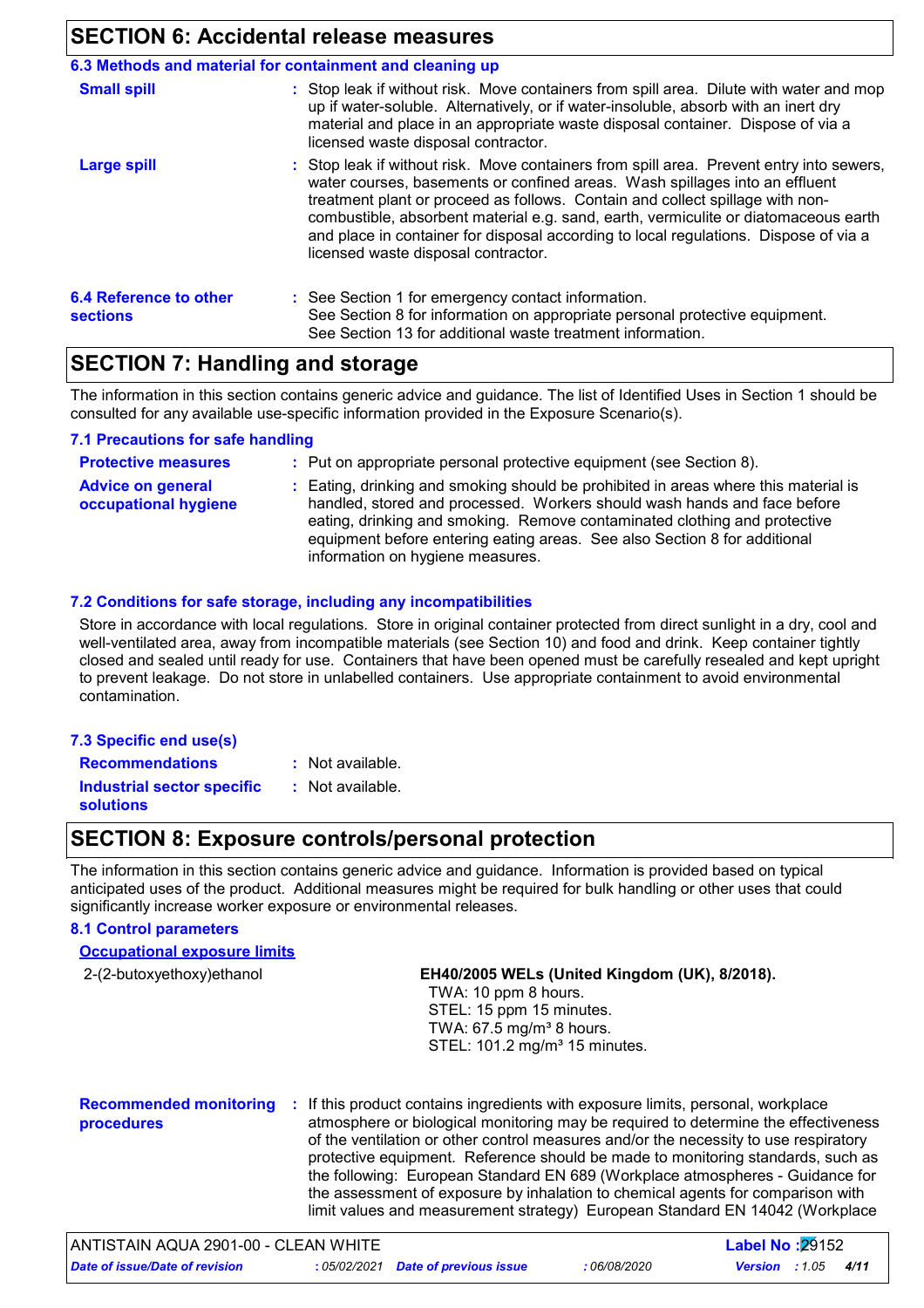## SECTION 6: Accidental release measures

### 6.3 Methods and material for containment and cleaning up

**Small spill** : Stop leak if without risk. Move containers from spill area. Dilute with water and mop up if water-soluble. Alternatively, or if water-insoluble, absorb with an inert dry material and place in an appropriate waste disposal container. Dispose of via a licensed waste disposal contractor.

**Large spill** : Stop leak if without risk. Move containers from spill area. Prevent entry into sewers, water courses, basements or confined areas. Wash spillages into an effluent treatment plant or proceed as follows. Contain and collect spillage with non-combustible, absorbent material e.g. sand, earth, vermiculite or diatomaceous earth and place in container for disposal according to local regulations. Dispose of via a licensed waste disposal contractor.

**6.4 Reference to other sections** : See Section 1 for emergency contact information.
See Section 8 for information on appropriate personal protective equipment.
See Section 13 for additional waste treatment information.

## SECTION 7: Handling and storage

The information in this section contains generic advice and guidance. The list of Identified Uses in Section 1 should be consulted for any available use-specific information provided in the Exposure Scenario(s).

### 7.1 Precautions for safe handling

**Protective measures** : Put on appropriate personal protective equipment (see Section 8).

**Advice on general occupational hygiene** : Eating, drinking and smoking should be prohibited in areas where this material is handled, stored and processed. Workers should wash hands and face before eating, drinking and smoking. Remove contaminated clothing and protective equipment before entering eating areas. See also Section 8 for additional information on hygiene measures.

### 7.2 Conditions for safe storage, including any incompatibilities

Store in accordance with local regulations. Store in original container protected from direct sunlight in a dry, cool and well-ventilated area, away from incompatible materials (see Section 10) and food and drink. Keep container tightly closed and sealed until ready for use. Containers that have been opened must be carefully resealed and kept upright to prevent leakage. Do not store in unlabelled containers. Use appropriate containment to avoid environmental contamination.

### 7.3 Specific end use(s)

**Recommendations** : Not available.

**Industrial sector specific solutions** : Not available.

## SECTION 8: Exposure controls/personal protection

The information in this section contains generic advice and guidance. Information is provided based on typical anticipated uses of the product. Additional measures might be required for bulk handling or other uses that could significantly increase worker exposure or environmental releases.

### 8.1 Control parameters

**Occupational exposure limits**

| Product/ingredient name | Exposure limit values |
|---|---|
| 2-(2-butoxyethoxy)ethanol | **EH40/2005 WELs (United Kingdom (UK), 8/2018).**<br>TWA: 10 ppm 8 hours.<br>STEL: 15 ppm 15 minutes.<br>TWA: 67.5 mg/m³ 8 hours.<br>STEL: 101.2 mg/m³ 15 minutes. |

**Recommended monitoring procedures** : If this product contains ingredients with exposure limits, personal, workplace atmosphere or biological monitoring may be required to determine the effectiveness of the ventilation or other control measures and/or the necessity to use respiratory protective equipment. Reference should be made to monitoring standards, such as the following: European Standard EN 689 (Workplace atmospheres - Guidance for the assessment of exposure by inhalation to chemical agents for comparison with limit values and measurement strategy) European Standard EN 14042 (Workplace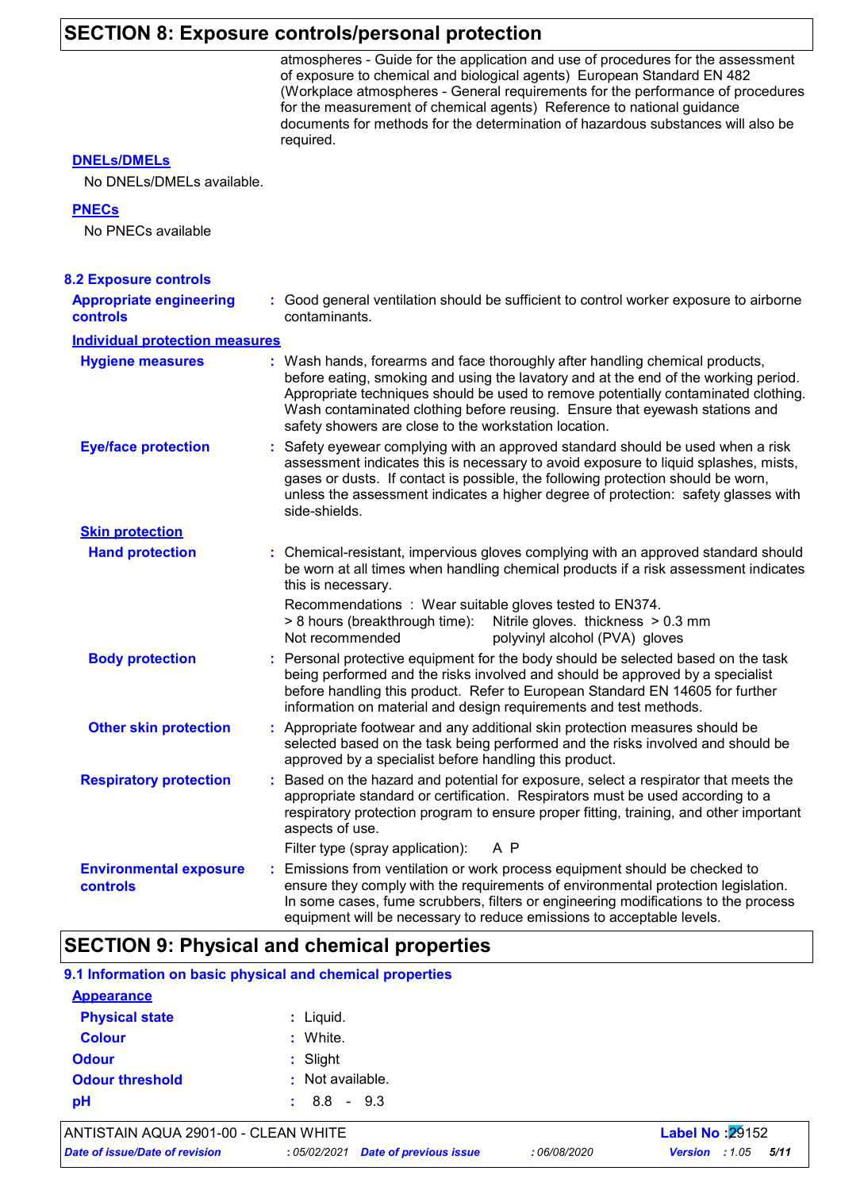## SECTION 8: Exposure controls/personal protection

atmospheres - Guide for the application and use of procedures for the assessment of exposure to chemical and biological agents) European Standard EN 482 (Workplace atmospheres - General requirements for the performance of procedures for the measurement of chemical agents) Reference to national guidance documents for methods for the determination of hazardous substances will also be required.

**DNELs/DMELs**

No DNELs/DMELs available.

**PNECs**

No PNECs available

### 8.2 Exposure controls

**Appropriate engineering controls** : Good general ventilation should be sufficient to control worker exposure to airborne contaminants.

**Individual protection measures**

**Hygiene measures** : Wash hands, forearms and face thoroughly after handling chemical products, before eating, smoking and using the lavatory and at the end of the working period. Appropriate techniques should be used to remove potentially contaminated clothing. Wash contaminated clothing before reusing. Ensure that eyewash stations and safety showers are close to the workstation location.

**Eye/face protection** : Safety eyewear complying with an approved standard should be used when a risk assessment indicates this is necessary to avoid exposure to liquid splashes, mists, gases or dusts. If contact is possible, the following protection should be worn, unless the assessment indicates a higher degree of protection: safety glasses with side-shields.

**Skin protection**

**Hand protection** : Chemical-resistant, impervious gloves complying with an approved standard should be worn at all times when handling chemical products if a risk assessment indicates this is necessary.

Recommendations : Wear suitable gloves tested to EN374.
> 8 hours (breakthrough time): Nitrile gloves. thickness > 0.3 mm
Not recommended polyvinyl alcohol (PVA) gloves

**Body protection** : Personal protective equipment for the body should be selected based on the task being performed and the risks involved and should be approved by a specialist before handling this product. Refer to European Standard EN 14605 for further information on material and design requirements and test methods.

**Other skin protection** : Appropriate footwear and any additional skin protection measures should be selected based on the task being performed and the risks involved and should be approved by a specialist before handling this product.

**Respiratory protection** : Based on the hazard and potential for exposure, select a respirator that meets the appropriate standard or certification. Respirators must be used according to a respiratory protection program to ensure proper fitting, training, and other important aspects of use.

Filter type (spray application): A P

**Environmental exposure controls** : Emissions from ventilation or work process equipment should be checked to ensure they comply with the requirements of environmental protection legislation. In some cases, fume scrubbers, filters or engineering modifications to the process equipment will be necessary to reduce emissions to acceptable levels.

## SECTION 9: Physical and chemical properties

### 9.1 Information on basic physical and chemical properties

**Appearance**

**Physical state** : Liquid.

**Colour** : White.

**Odour** : Slight

**Odour threshold** : Not available.

**pH** : 8.8 - 9.3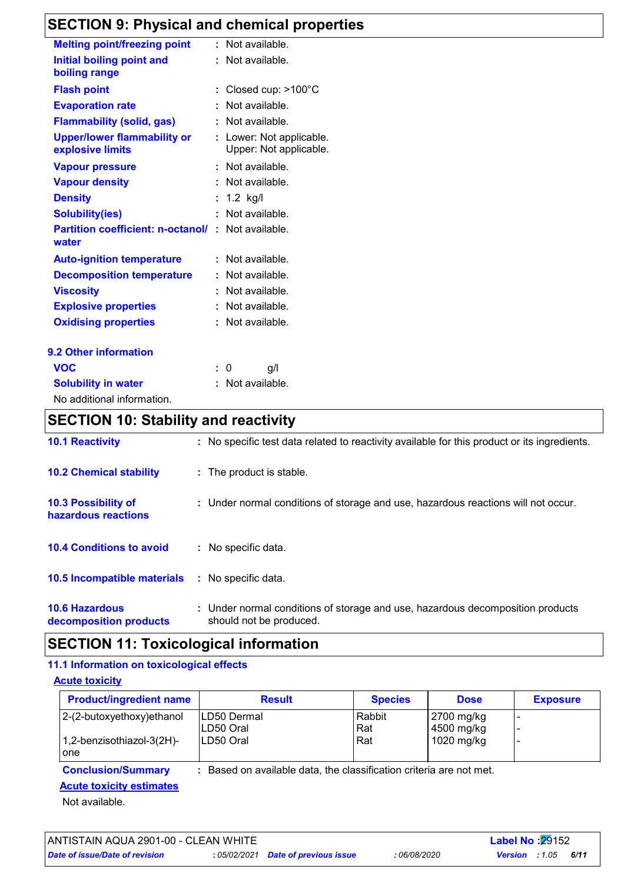## SECTION 9: Physical and chemical properties

| | | |
|---|---|---|
| **Melting point/freezing point** | : | Not available. |
| **Initial boiling point and boiling range** | : | Not available. |
| **Flash point** | : | Closed cup: >100°C |
| **Evaporation rate** | : | Not available. |
| **Flammability (solid, gas)** | : | Not available. |
| **Upper/lower flammability or explosive limits** | : | Lower: Not applicable.<br>Upper: Not applicable. |
| **Vapour pressure** | : | Not available. |
| **Vapour density** | : | Not available. |
| **Density** | : | 1.2 kg/l |
| **Solubility(ies)** | : | Not available. |
| **Partition coefficient: n-octanol/ water** | : | Not available. |
| **Auto-ignition temperature** | : | Not available. |
| **Decomposition temperature** | : | Not available. |
| **Viscosity** | : | Not available. |
| **Explosive properties** | : | Not available. |
| **Oxidising properties** | : | Not available. |

### 9.2 Other information

| | | |
|---|---|---|
| **VOC** | : | 0 g/l |
| **Solubility in water** | : | Not available. |

No additional information.

## SECTION 10: Stability and reactivity

| | | |
|---|---|---|
| **10.1 Reactivity** | : | No specific test data related to reactivity available for this product or its ingredients. |
| **10.2 Chemical stability** | : | The product is stable. |
| **10.3 Possibility of hazardous reactions** | : | Under normal conditions of storage and use, hazardous reactions will not occur. |
| **10.4 Conditions to avoid** | : | No specific data. |
| **10.5 Incompatible materials** | : | No specific data. |
| **10.6 Hazardous decomposition products** | : | Under normal conditions of storage and use, hazardous decomposition products should not be produced. |

## SECTION 11: Toxicological information

### 11.1 Information on toxicological effects

**Acute toxicity**

| Product/ingredient name | Result | Species | Dose | Exposure |
|---|---|---|---|---|
| 2-(2-butoxyethoxy)ethanol | LD50 Dermal | Rabbit | 2700 mg/kg | - |
| | LD50 Oral | Rat | 4500 mg/kg | - |
| 1,2-benzisothiazol-3(2H)-one | LD50 Oral | Rat | 1020 mg/kg | - |

**Conclusion/Summary** : Based on available data, the classification criteria are not met.

**Acute toxicity estimates**

Not available.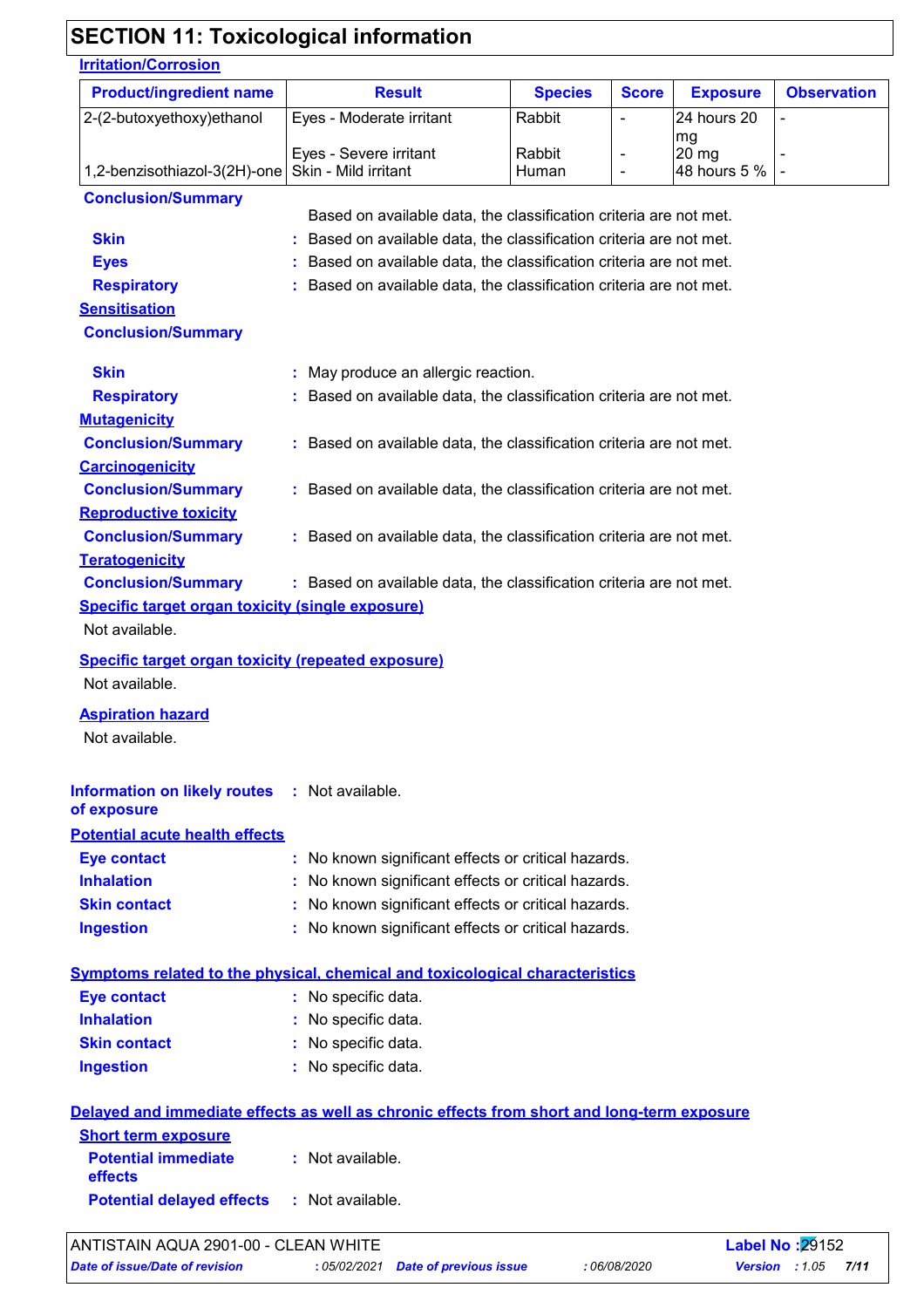## SECTION 11: Toxicological information

**Irritation/Corrosion**

| Product/ingredient name | Result | Species | Score | Exposure | Observation |
|---|---|---|---|---|---|
| 2-(2-butoxyethoxy)ethanol | Eyes - Moderate irritant | Rabbit | - | 24 hours 20 mg | - |
| | Eyes - Severe irritant | Rabbit | - | 20 mg | - |
| 1,2-benzisothiazol-3(2H)-one | Skin - Mild irritant | Human | - | 48 hours 5 % | - |

**Conclusion/Summary**

Based on available data, the classification criteria are not met.

**Skin** : Based on available data, the classification criteria are not met.

**Eyes** : Based on available data, the classification criteria are not met.

**Respiratory** : Based on available data, the classification criteria are not met.

**Sensitisation**

**Conclusion/Summary**

**Skin** : May produce an allergic reaction.

**Respiratory** : Based on available data, the classification criteria are not met.

**Mutagenicity**

**Conclusion/Summary** : Based on available data, the classification criteria are not met.

**Carcinogenicity**

**Conclusion/Summary** : Based on available data, the classification criteria are not met.

**Reproductive toxicity**

**Conclusion/Summary** : Based on available data, the classification criteria are not met.

**Teratogenicity**

**Conclusion/Summary** : Based on available data, the classification criteria are not met.

**Specific target organ toxicity (single exposure)**

Not available.

**Specific target organ toxicity (repeated exposure)**

Not available.

**Aspiration hazard**

Not available.

**Information on likely routes of exposure** : Not available.

**Potential acute health effects**

**Eye contact** : No known significant effects or critical hazards.

**Inhalation** : No known significant effects or critical hazards.

**Skin contact** : No known significant effects or critical hazards.

**Ingestion** : No known significant effects or critical hazards.

**Symptoms related to the physical, chemical and toxicological characteristics**

**Eye contact** : No specific data.

**Inhalation** : No specific data.

**Skin contact** : No specific data.

**Ingestion** : No specific data.

**Delayed and immediate effects as well as chronic effects from short and long-term exposure**

**Short term exposure**

**Potential immediate effects** : Not available.

**Potential delayed effects** : Not available.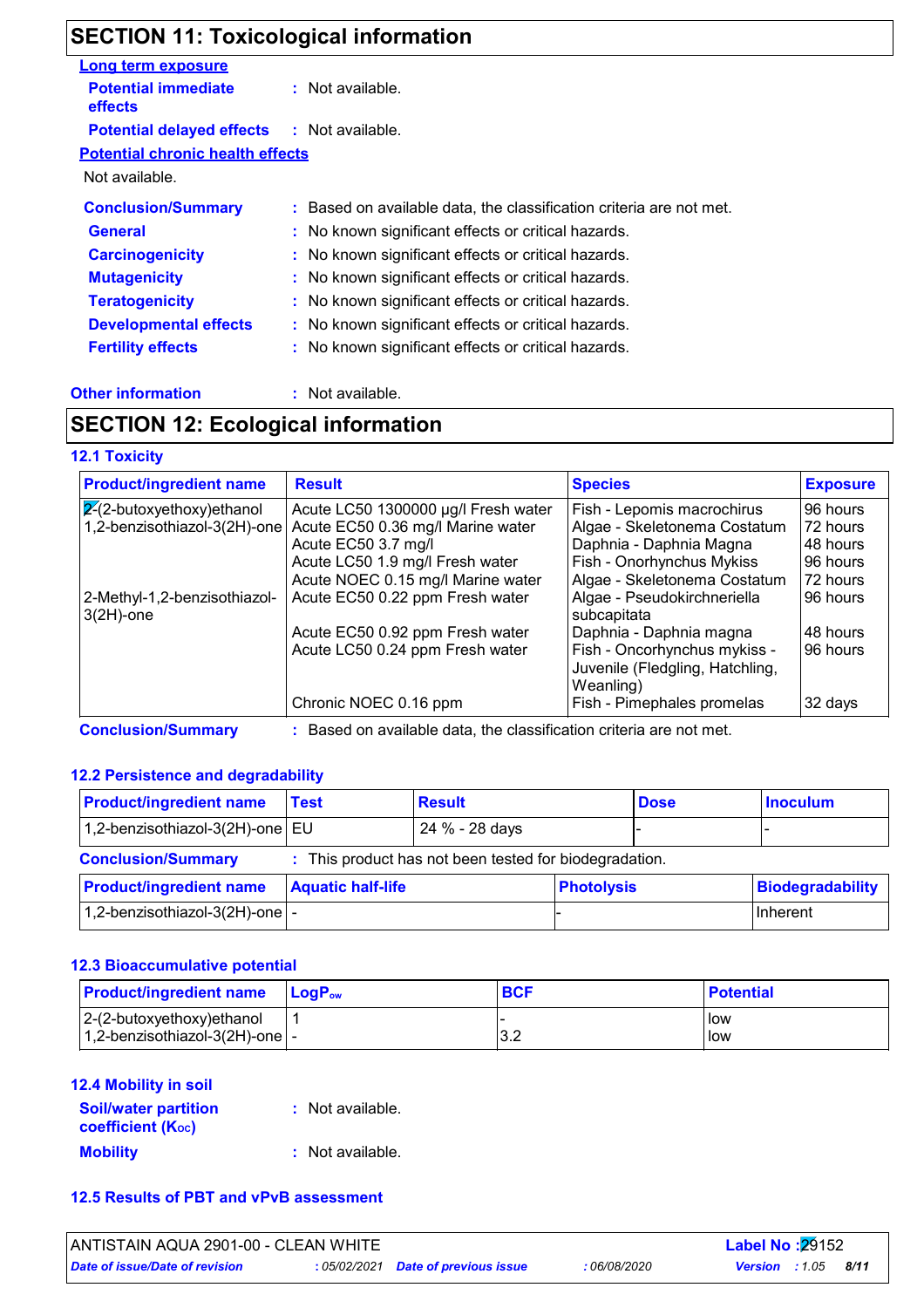## SECTION 11: Toxicological information

**Long term exposure**

**Potential immediate effects** : Not available.

**Potential delayed effects** : Not available.

**Potential chronic health effects**

Not available.

**Conclusion/Summary** : Based on available data, the classification criteria are not met.

**General** : No known significant effects or critical hazards.

**Carcinogenicity** : No known significant effects or critical hazards.

**Mutagenicity** : No known significant effects or critical hazards.

**Teratogenicity** : No known significant effects or critical hazards.

**Developmental effects** : No known significant effects or critical hazards.

**Fertility effects** : No known significant effects or critical hazards.

**Other information** : Not available.

## SECTION 12: Ecological information

### 12.1 Toxicity

| Product/ingredient name | Result | Species | Exposure |
|---|---|---|---|
| 2-(2-butoxyethoxy)ethanol | Acute LC50 1300000 µg/l Fresh water | Fish - Lepomis macrochirus | 96 hours |
| 1,2-benzisothiazol-3(2H)-one | Acute EC50 0.36 mg/l Marine water | Algae - Skeletonema Costatum | 72 hours |
| | Acute EC50 3.7 mg/l | Daphnia - Daphnia Magna | 48 hours |
| | Acute LC50 1.9 mg/l Fresh water | Fish - Onorhynchus Mykiss | 96 hours |
| | Acute NOEC 0.15 mg/l Marine water | Algae - Skeletonema Costatum | 72 hours |
| 2-Methyl-1,2-benzisothiazol-3(2H)-one | Acute EC50 0.22 ppm Fresh water | Algae - Pseudokirchneriella subcapitata | 96 hours |
| | Acute EC50 0.92 ppm Fresh water | Daphnia - Daphnia magna | 48 hours |
| | Acute LC50 0.24 ppm Fresh water | Fish - Oncorhynchus mykiss - Juvenile (Fledgling, Hatchling, Weanling) | 96 hours |
| | Chronic NOEC 0.16 ppm | Fish - Pimephales promelas | 32 days |

**Conclusion/Summary** : Based on available data, the classification criteria are not met.

### 12.2 Persistence and degradability

| Product/ingredient name | Test | Result | Dose | Inoculum |
|---|---|---|---|---|
| 1,2-benzisothiazol-3(2H)-one | EU | 24 % - 28 days | - | - |

**Conclusion/Summary** : This product has not been tested for biodegradation.

| Product/ingredient name | Aquatic half-life | Photolysis | Biodegradability |
|---|---|---|---|
| 1,2-benzisothiazol-3(2H)-one | - | - | Inherent |

### 12.3 Bioaccumulative potential

| Product/ingredient name | $LogP_{ow}$ | BCF | Potential |
|---|---|---|---|
| 2-(2-butoxyethoxy)ethanol | 1 | - | low |
| 1,2-benzisothiazol-3(2H)-one | - | 3.2 | low |

### 12.4 Mobility in soil

**Soil/water partition coefficient ($K_{OC}$)** : Not available.

**Mobility** : Not available.

### 12.5 Results of PBT and vPvB assessment

ANTISTAIN AQUA 2901-00 - CLEAN WHITE | Label No : 29152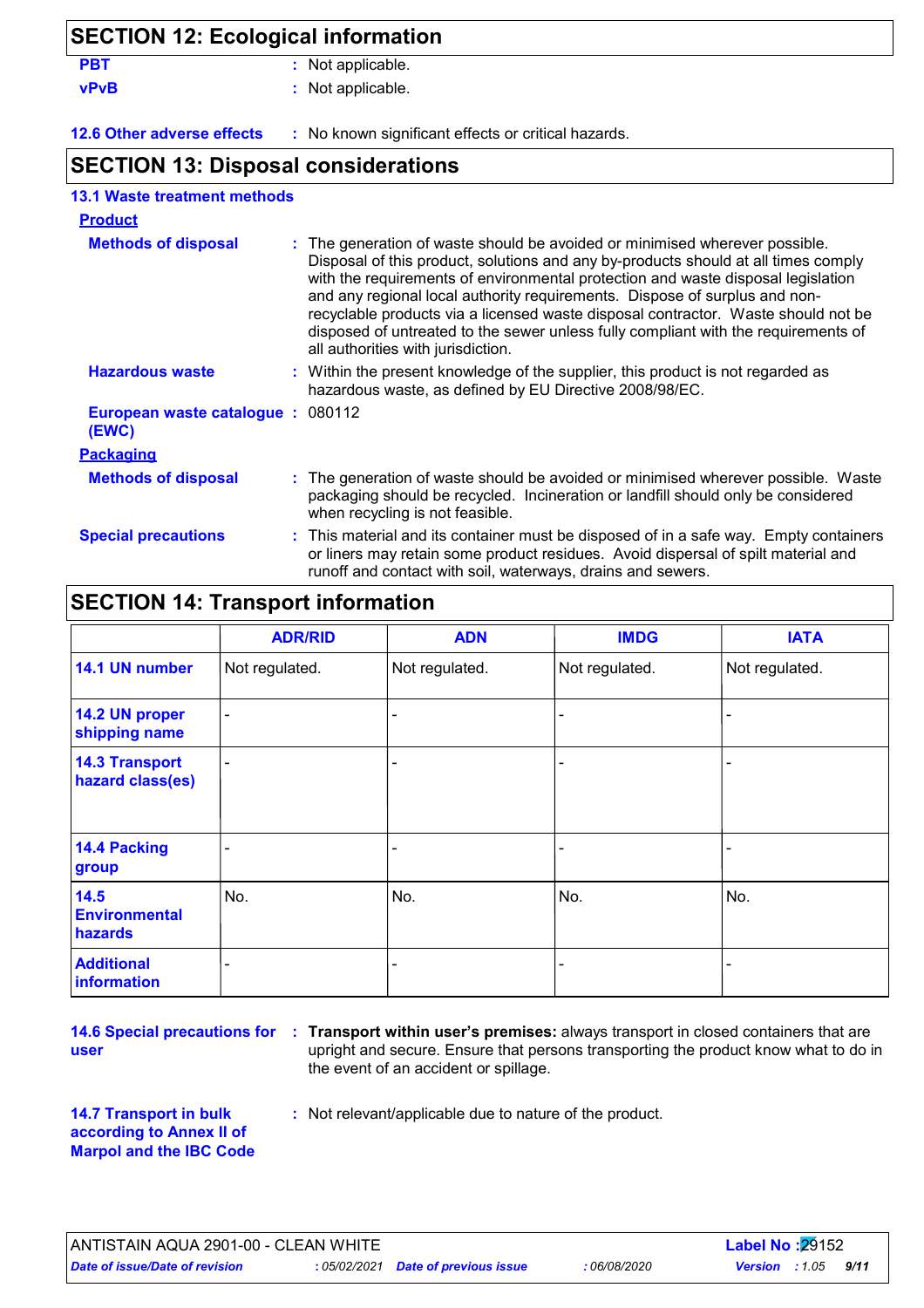## SECTION 12: Ecological information

**PBT** : Not applicable.

**vPvB** : Not applicable.

**12.6 Other adverse effects** : No known significant effects or critical hazards.

## SECTION 13: Disposal considerations

### 13.1 Waste treatment methods

**Product**

**Methods of disposal** : The generation of waste should be avoided or minimised wherever possible. Disposal of this product, solutions and any by-products should at all times comply with the requirements of environmental protection and waste disposal legislation and any regional local authority requirements. Dispose of surplus and non-recyclable products via a licensed waste disposal contractor. Waste should not be disposed of untreated to the sewer unless fully compliant with the requirements of all authorities with jurisdiction.

**Hazardous waste** : Within the present knowledge of the supplier, this product is not regarded as hazardous waste, as defined by EU Directive 2008/98/EC.

**European waste catalogue (EWC)** : 080112

**Packaging**

**Methods of disposal** : The generation of waste should be avoided or minimised wherever possible. Waste packaging should be recycled. Incineration or landfill should only be considered when recycling is not feasible.

**Special precautions** : This material and its container must be disposed of in a safe way. Empty containers or liners may retain some product residues. Avoid dispersal of spilt material and runoff and contact with soil, waterways, drains and sewers.

## SECTION 14: Transport information

| | ADR/RID | ADN | IMDG | IATA |
|---|---|---|---|---|
| **14.1 UN number** | Not regulated. | Not regulated. | Not regulated. | Not regulated. |
| **14.2 UN proper shipping name** | - | - | - | - |
| **14.3 Transport hazard class(es)** | - | - | - | - |
| **14.4 Packing group** | - | - | - | - |
| **14.5 Environmental hazards** | No. | No. | No. | No. |
| **Additional information** | - | - | - | - |

**14.6 Special precautions for user** : **Transport within user's premises:** always transport in closed containers that are upright and secure. Ensure that persons transporting the product know what to do in the event of an accident or spillage.

**14.7 Transport in bulk according to Annex II of Marpol and the IBC Code** : Not relevant/applicable due to nature of the product.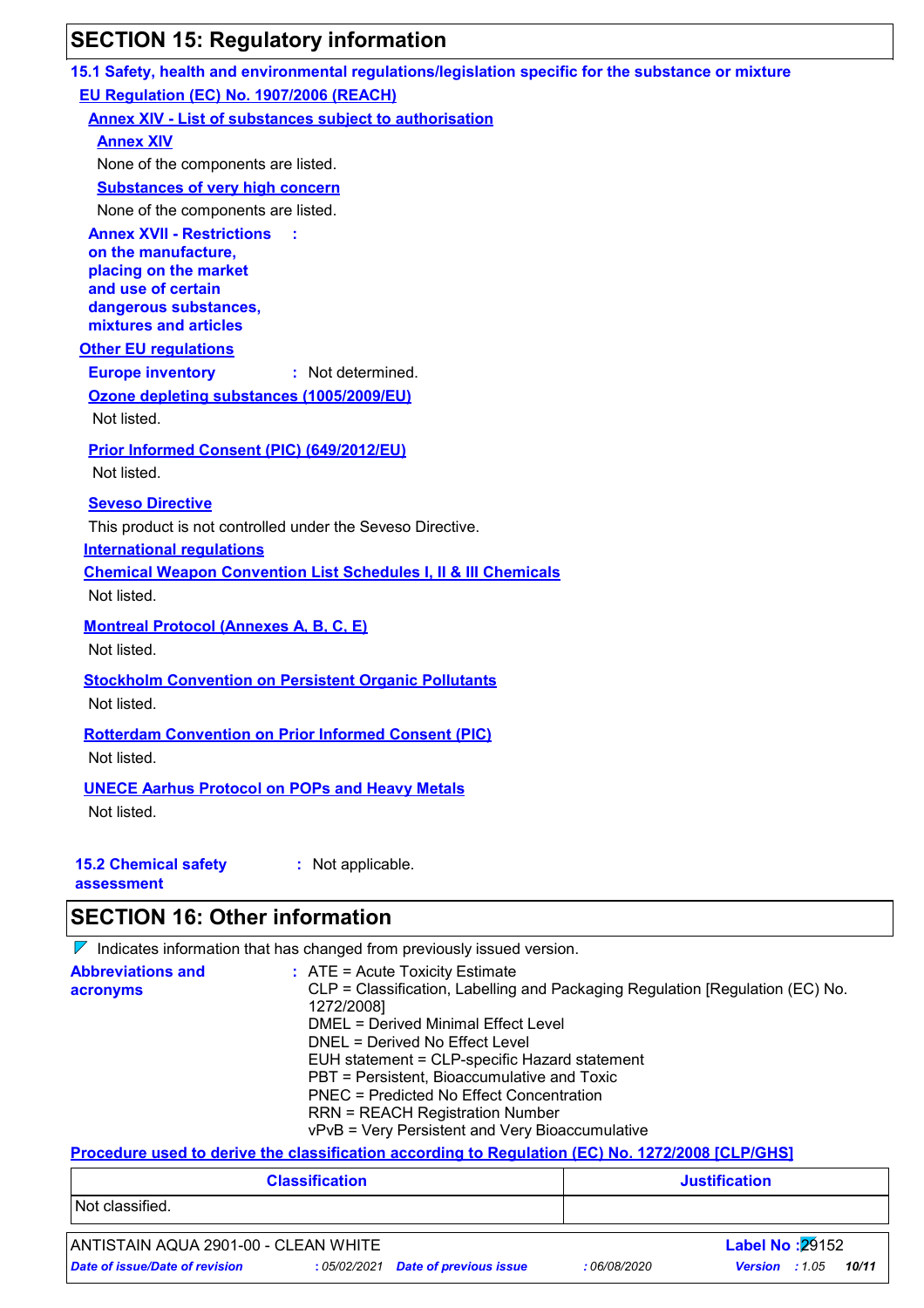## SECTION 15: Regulatory information

### 15.1 Safety, health and environmental regulations/legislation specific for the substance or mixture

**EU Regulation (EC) No. 1907/2006 (REACH)**

**Annex XIV - List of substances subject to authorisation**

**Annex XIV**

None of the components are listed.

**Substances of very high concern**

None of the components are listed.

**Annex XVII - Restrictions on the manufacture, placing on the market and use of certain dangerous substances, mixtures and articles** :

**Other EU regulations**

**Europe inventory** : Not determined.

**Ozone depleting substances (1005/2009/EU)**

Not listed.

**Prior Informed Consent (PIC) (649/2012/EU)**

Not listed.

**Seveso Directive**

This product is not controlled under the Seveso Directive.

**International regulations**

**Chemical Weapon Convention List Schedules I, II & III Chemicals**

Not listed.

**Montreal Protocol (Annexes A, B, C, E)**

Not listed.

**Stockholm Convention on Persistent Organic Pollutants**

Not listed.

**Rotterdam Convention on Prior Informed Consent (PIC)**

Not listed.

**UNECE Aarhus Protocol on POPs and Heavy Metals**

Not listed.

**15.2 Chemical safety assessment** : Not applicable.

## SECTION 16: Other information

Indicates information that has changed from previously issued version.

**Abbreviations and acronyms** :
ATE = Acute Toxicity Estimate
CLP = Classification, Labelling and Packaging Regulation [Regulation (EC) No. 1272/2008]
DMEL = Derived Minimal Effect Level
DNEL = Derived No Effect Level
EUH statement = CLP-specific Hazard statement
PBT = Persistent, Bioaccumulative and Toxic
PNEC = Predicted No Effect Concentration
RRN = REACH Registration Number
vPvB = Very Persistent and Very Bioaccumulative

**Procedure used to derive the classification according to Regulation (EC) No. 1272/2008 [CLP/GHS]**

| Classification | Justification |
|---|---|
| Not classified. | |

ANTISTAIN AQUA 2901-00 - CLEAN WHITE — Label No : 29152

*Date of issue/Date of revision* : 05/02/2021 *Date of previous issue* : 06/08/2020 *Version* : 1.05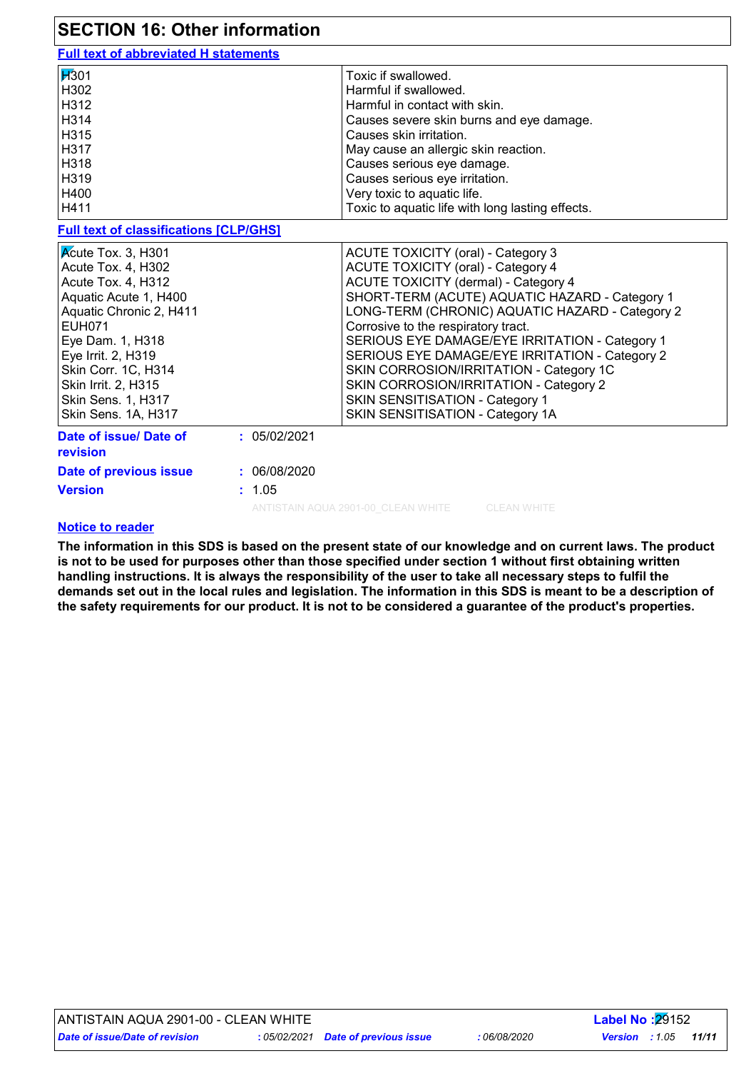## SECTION 16: Other information

**Full text of abbreviated H statements**

| | |
|---|---|
| H301 | Toxic if swallowed. |
| H302 | Harmful if swallowed. |
| H312 | Harmful in contact with skin. |
| H314 | Causes severe skin burns and eye damage. |
| H315 | Causes skin irritation. |
| H317 | May cause an allergic skin reaction. |
| H318 | Causes serious eye damage. |
| H319 | Causes serious eye irritation. |
| H400 | Very toxic to aquatic life. |
| H411 | Toxic to aquatic life with long lasting effects. |

**Full text of classifications [CLP/GHS]**

| | |
|---|---|
| Acute Tox. 3, H301 | ACUTE TOXICITY (oral) - Category 3 |
| Acute Tox. 4, H302 | ACUTE TOXICITY (oral) - Category 4 |
| Acute Tox. 4, H312 | ACUTE TOXICITY (dermal) - Category 4 |
| Aquatic Acute 1, H400 | SHORT-TERM (ACUTE) AQUATIC HAZARD - Category 1 |
| Aquatic Chronic 2, H411 | LONG-TERM (CHRONIC) AQUATIC HAZARD - Category 2 |
| EUH071 | Corrosive to the respiratory tract. |
| Eye Dam. 1, H318 | SERIOUS EYE DAMAGE/EYE IRRITATION - Category 1 |
| Eye Irrit. 2, H319 | SERIOUS EYE DAMAGE/EYE IRRITATION - Category 2 |
| Skin Corr. 1C, H314 | SKIN CORROSION/IRRITATION - Category 1C |
| Skin Irrit. 2, H315 | SKIN CORROSION/IRRITATION - Category 2 |
| Skin Sens. 1, H317 | SKIN SENSITISATION - Category 1 |
| Skin Sens. 1A, H317 | SKIN SENSITISATION - Category 1A |

**Date of issue/ Date of revision** : 05/02/2021

**Date of previous issue** : 06/08/2020

**Version** : 1.05

ANTISTAIN AQUA 2901-00_CLEAN WHITE CLEAN WHITE

**Notice to reader**

**The information in this SDS is based on the present state of our knowledge and on current laws. The product is not to be used for purposes other than those specified under section 1 without first obtaining written handling instructions. It is always the responsibility of the user to take all necessary steps to fulfil the demands set out in the local rules and legislation. The information in this SDS is meant to be a description of the safety requirements for our product. It is not to be considered a guarantee of the product's properties.**